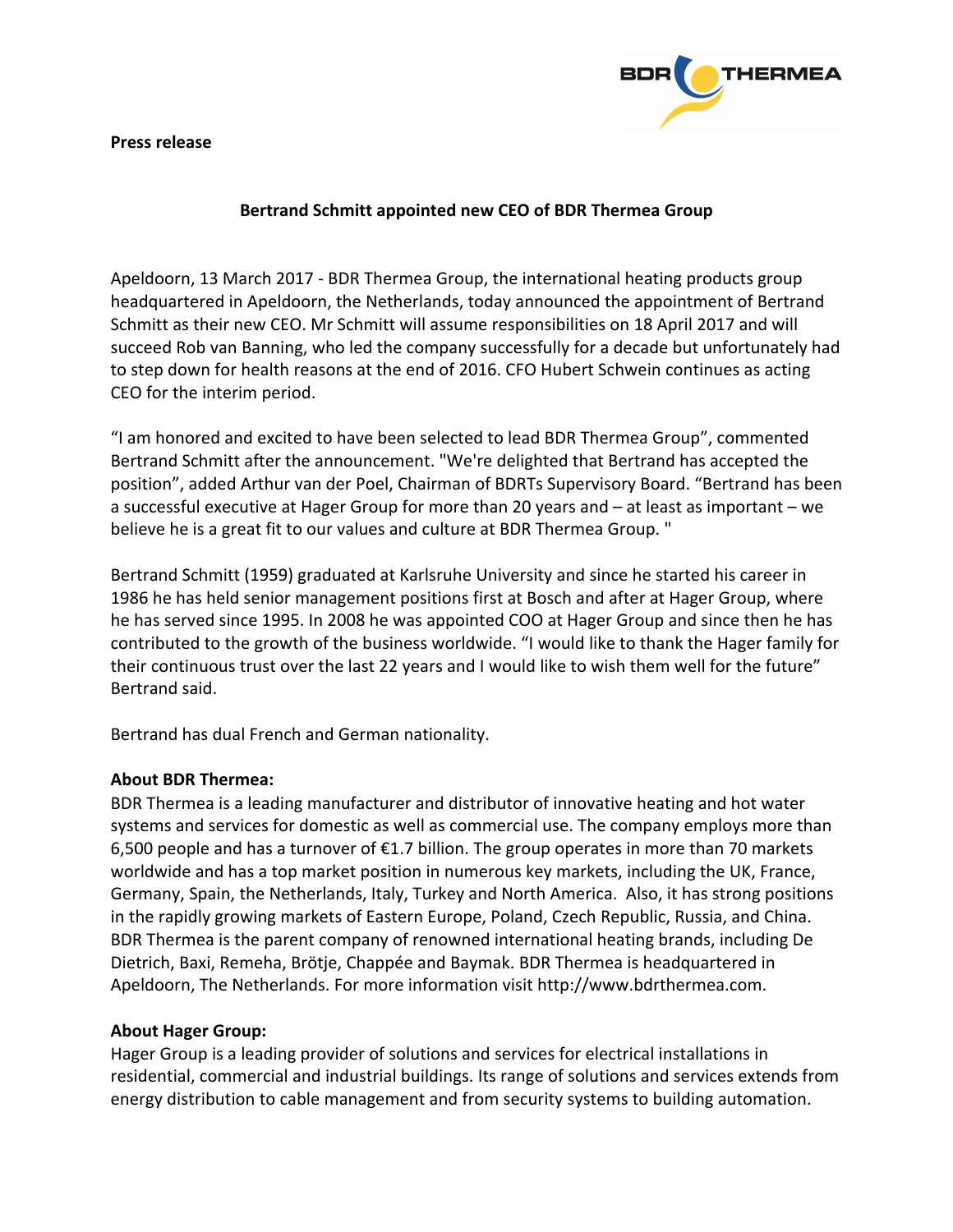**Press release**

## Bertrand Schmitt appointed new CEO of BDR Thermea Group

Apeldoorn, 13 March 2017 - BDR Thermea Group, the international heating products group headquartered in Apeldoorn, the Netherlands, today announced the appointment of Bertrand Schmitt as their new CEO. Mr Schmitt will assume responsibilities on 18 April 2017 and will succeed Rob van Banning, who led the company successfully for a decade but unfortunately had to step down for health reasons at the end of 2016. CFO Hubert Schwein continues as acting CEO for the interim period.

"I am honored and excited to have been selected to lead BDR Thermea Group", commented Bertrand Schmitt after the announcement. "We're delighted that Bertrand has accepted the position", added Arthur van der Poel, Chairman of BDRTs Supervisory Board. "Bertrand has been a successful executive at Hager Group for more than 20 years and – at least as important – we believe he is a great fit to our values and culture at BDR Thermea Group. "

Bertrand Schmitt (1959) graduated at Karlsruhe University and since he started his career in 1986 he has held senior management positions first at Bosch and after at Hager Group, where he has served since 1995. In 2008 he was appointed COO at Hager Group and since then he has contributed to the growth of the business worldwide. "I would like to thank the Hager family for their continuous trust over the last 22 years and I would like to wish them well for the future" Bertrand said.

Bertrand has dual French and German nationality.

**About BDR Thermea:**
BDR Thermea is a leading manufacturer and distributor of innovative heating and hot water systems and services for domestic as well as commercial use. The company employs more than 6,500 people and has a turnover of €1.7 billion. The group operates in more than 70 markets worldwide and has a top market position in numerous key markets, including the UK, France, Germany, Spain, the Netherlands, Italy, Turkey and North America. Also, it has strong positions in the rapidly growing markets of Eastern Europe, Poland, Czech Republic, Russia, and China. BDR Thermea is the parent company of renowned international heating brands, including De Dietrich, Baxi, Remeha, Brötje, Chappée and Baymak. BDR Thermea is headquartered in Apeldoorn, The Netherlands. For more information visit http://www.bdrthermea.com.

**About Hager Group:**
Hager Group is a leading provider of solutions and services for electrical installations in residential, commercial and industrial buildings. Its range of solutions and services extends from energy distribution to cable management and from security systems to building automation.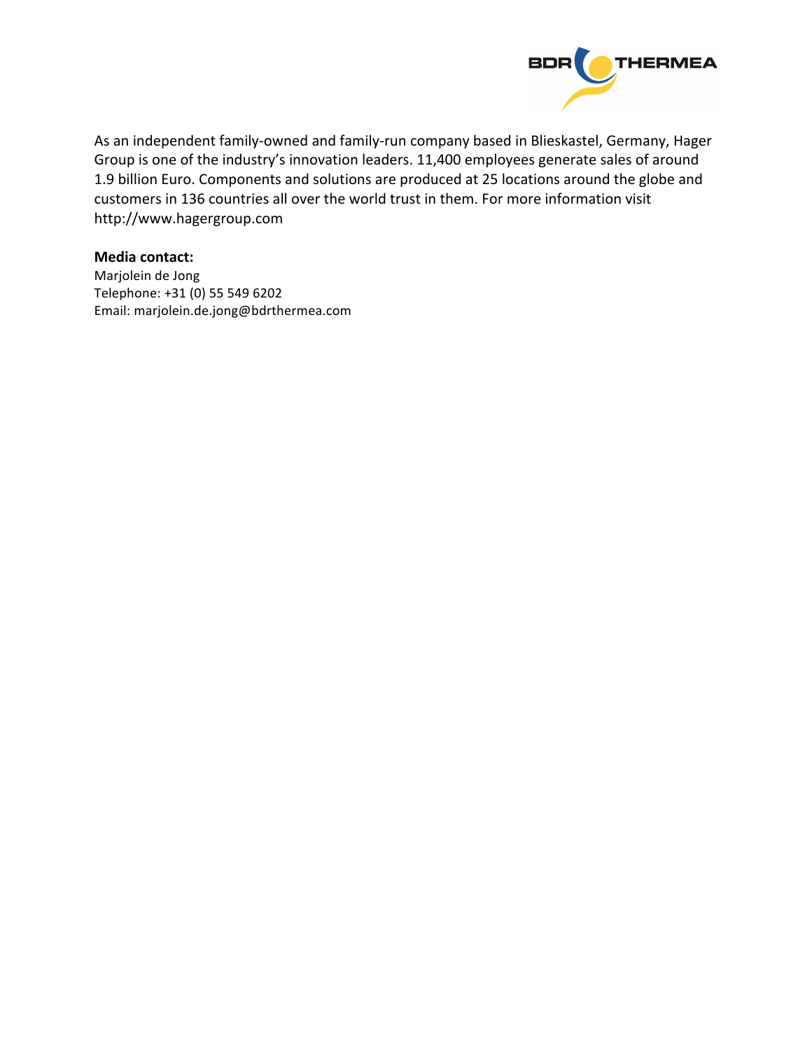As an independent family-owned and family-run company based in Blieskastel, Germany, Hager Group is one of the industry's innovation leaders. 11,400 employees generate sales of around 1.9 billion Euro. Components and solutions are produced at 25 locations around the globe and customers in 136 countries all over the world trust in them. For more information visit http://www.hagergroup.com

**Media contact:**
Marjolein de Jong
Telephone: +31 (0) 55 549 6202
Email: marjolein.de.jong@bdrthermea.com